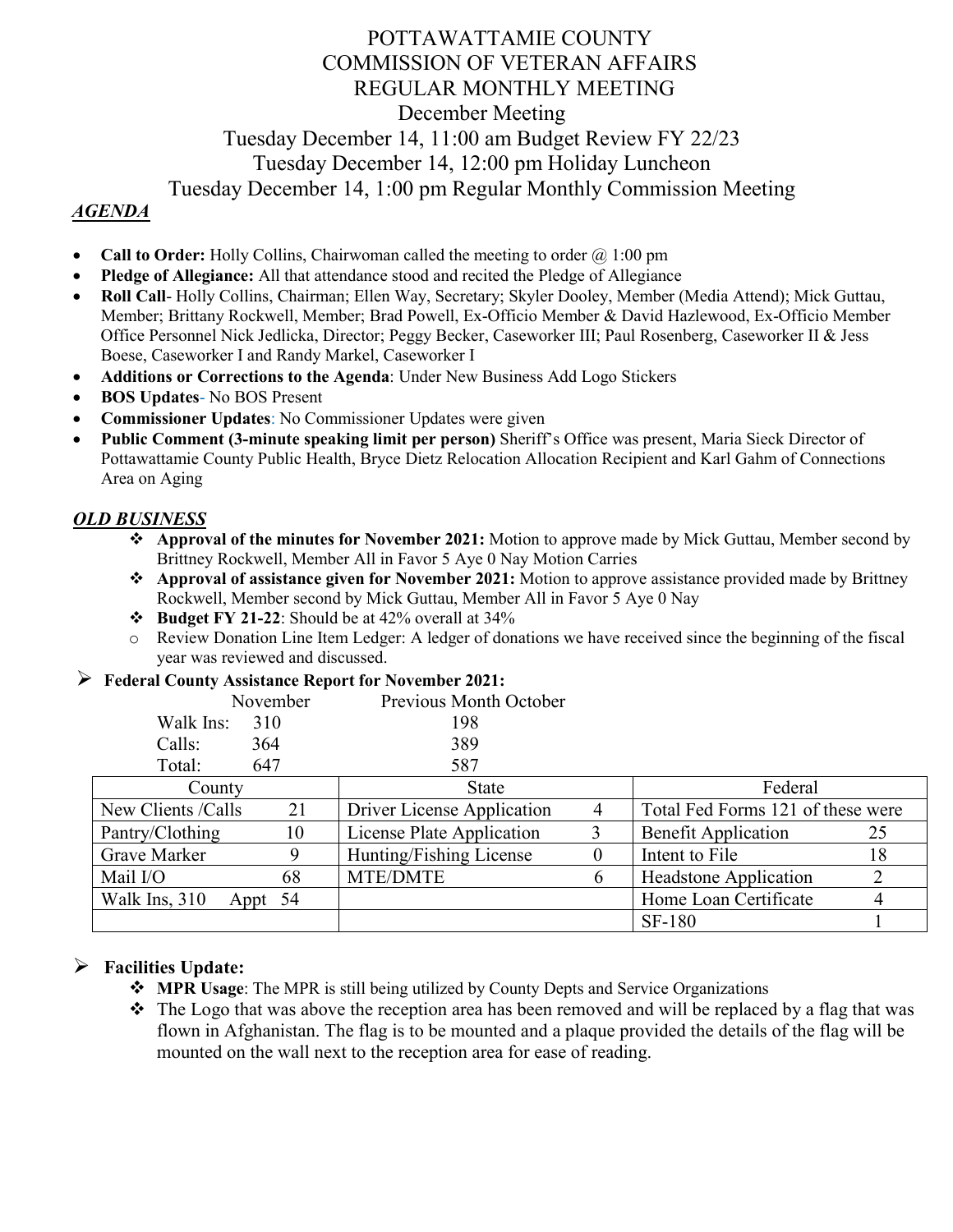# POTTAWATTAMIE COUNTY
# COMMISSION OF VETERAN AFFAIRS
# REGULAR MONTHLY MEETING

## December Meeting

Tuesday December 14, 11:00 am Budget Review FY 22/23

Tuesday December 14, 12:00 pm Holiday Luncheon

Tuesday December 14, 1:00 pm Regular Monthly Commission Meeting

***AGENDA***

- **Call to Order:** Holly Collins, Chairwoman called the meeting to order @ 1:00 pm
- **Pledge of Allegiance:** All that attendance stood and recited the Pledge of Allegiance
- **Roll Call**- Holly Collins, Chairman; Ellen Way, Secretary; Skyler Dooley, Member (Media Attend); Mick Guttau, Member; Brittany Rockwell, Member; Brad Powell, Ex-Officio Member & David Hazlewood, Ex-Officio Member Office Personnel Nick Jedlicka, Director; Peggy Becker, Caseworker III; Paul Rosenberg, Caseworker II & Jess Boese, Caseworker I and Randy Markel, Caseworker I
- **Additions or Corrections to the Agenda**: Under New Business Add Logo Stickers
- **BOS Updates**- No BOS Present
- **Commissioner Updates**: No Commissioner Updates were given
- **Public Comment (3-minute speaking limit per person)** Sheriff's Office was present, Maria Sieck Director of Pottawattamie County Public Health, Bryce Dietz Relocation Allocation Recipient and Karl Gahm of Connections Area on Aging

***OLD BUSINESS***

- **Approval of the minutes for November 2021:** Motion to approve made by Mick Guttau, Member second by Brittney Rockwell, Member All in Favor 5 Aye 0 Nay Motion Carries
- **Approval of assistance given for November 2021:** Motion to approve assistance provided made by Brittney Rockwell, Member second by Mick Guttau, Member All in Favor 5 Aye 0 Nay
- **Budget FY 21-22**: Should be at 42% overall at 34%
  - Review Donation Line Item Ledger: A ledger of donations we have received since the beginning of the fiscal year was reviewed and discussed.

- **Federal County Assistance Report for November 2021:**

| | November | Previous Month October |
|---|---|---|
| Walk Ins: | 310 | 198 |
| Calls: | 364 | 389 |
| Total: | 647 | 587 |

| County | | State | | Federal | |
|---|---|---|---|---|---|
| New Clients /Calls | 21 | Driver License Application | 4 | Total Fed Forms 121 of these were | |
| Pantry/Clothing | 10 | License Plate Application | 3 | Benefit Application | 25 |
| Grave Marker | 9 | Hunting/Fishing License | 0 | Intent to File | 18 |
| Mail I/O | 68 | MTE/DMTE | 6 | Headstone Application | 2 |
| Walk Ins, 310 Appt | 54 | | | Home Loan Certificate | 4 |
| | | | | SF-180 | 1 |

- **Facilities Update:**
  - **MPR Usage**: The MPR is still being utilized by County Depts and Service Organizations
  - The Logo that was above the reception area has been removed and will be replaced by a flag that was flown in Afghanistan. The flag is to be mounted and a plaque provided the details of the flag will be mounted on the wall next to the reception area for ease of reading.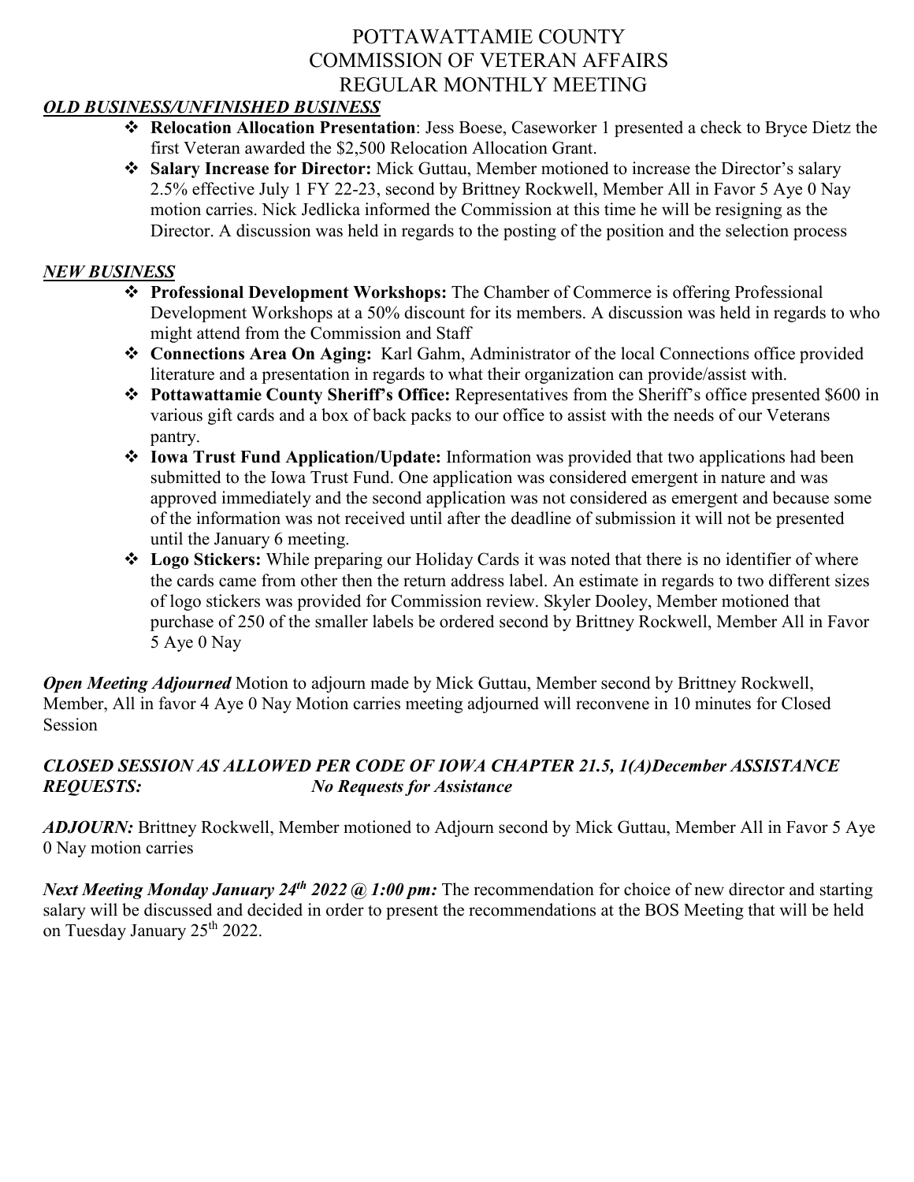# POTTAWATTAMIE COUNTY
# COMMISSION OF VETERAN AFFAIRS
# REGULAR MONTHLY MEETING

***OLD BUSINESS/UNFINISHED BUSINESS***

- **Relocation Allocation Presentation**: Jess Boese, Caseworker 1 presented a check to Bryce Dietz the first Veteran awarded the $2,500 Relocation Allocation Grant.
- **Salary Increase for Director:** Mick Guttau, Member motioned to increase the Director's salary 2.5% effective July 1 FY 22-23, second by Brittney Rockwell, Member All in Favor 5 Aye 0 Nay motion carries. Nick Jedlicka informed the Commission at this time he will be resigning as the Director. A discussion was held in regards to the posting of the position and the selection process

***NEW BUSINESS***

- **Professional Development Workshops:** The Chamber of Commerce is offering Professional Development Workshops at a 50% discount for its members. A discussion was held in regards to who might attend from the Commission and Staff
- **Connections Area On Aging:** Karl Gahm, Administrator of the local Connections office provided literature and a presentation in regards to what their organization can provide/assist with.
- **Pottawattamie County Sheriff's Office:** Representatives from the Sheriff's office presented $600 in various gift cards and a box of back packs to our office to assist with the needs of our Veterans pantry.
- **Iowa Trust Fund Application/Update:** Information was provided that two applications had been submitted to the Iowa Trust Fund. One application was considered emergent in nature and was approved immediately and the second application was not considered as emergent and because some of the information was not received until after the deadline of submission it will not be presented until the January 6 meeting.
- **Logo Stickers:** While preparing our Holiday Cards it was noted that there is no identifier of where the cards came from other then the return address label. An estimate in regards to two different sizes of logo stickers was provided for Commission review. Skyler Dooley, Member motioned that purchase of 250 of the smaller labels be ordered second by Brittney Rockwell, Member All in Favor 5 Aye 0 Nay

***Open Meeting Adjourned*** Motion to adjourn made by Mick Guttau, Member second by Brittney Rockwell, Member, All in favor 4 Aye 0 Nay Motion carries meeting adjourned will reconvene in 10 minutes for Closed Session

***CLOSED SESSION AS ALLOWED PER CODE OF IOWA CHAPTER 21.5, 1(A)December ASSISTANCE REQUESTS:*** *No Requests for Assistance*

***ADJOURN:*** Brittney Rockwell, Member motioned to Adjourn second by Mick Guttau, Member All in Favor 5 Aye 0 Nay motion carries

***Next Meeting Monday January 24th 2022 @ 1:00 pm:*** The recommendation for choice of new director and starting salary will be discussed and decided in order to present the recommendations at the BOS Meeting that will be held on Tuesday January 25th 2022.